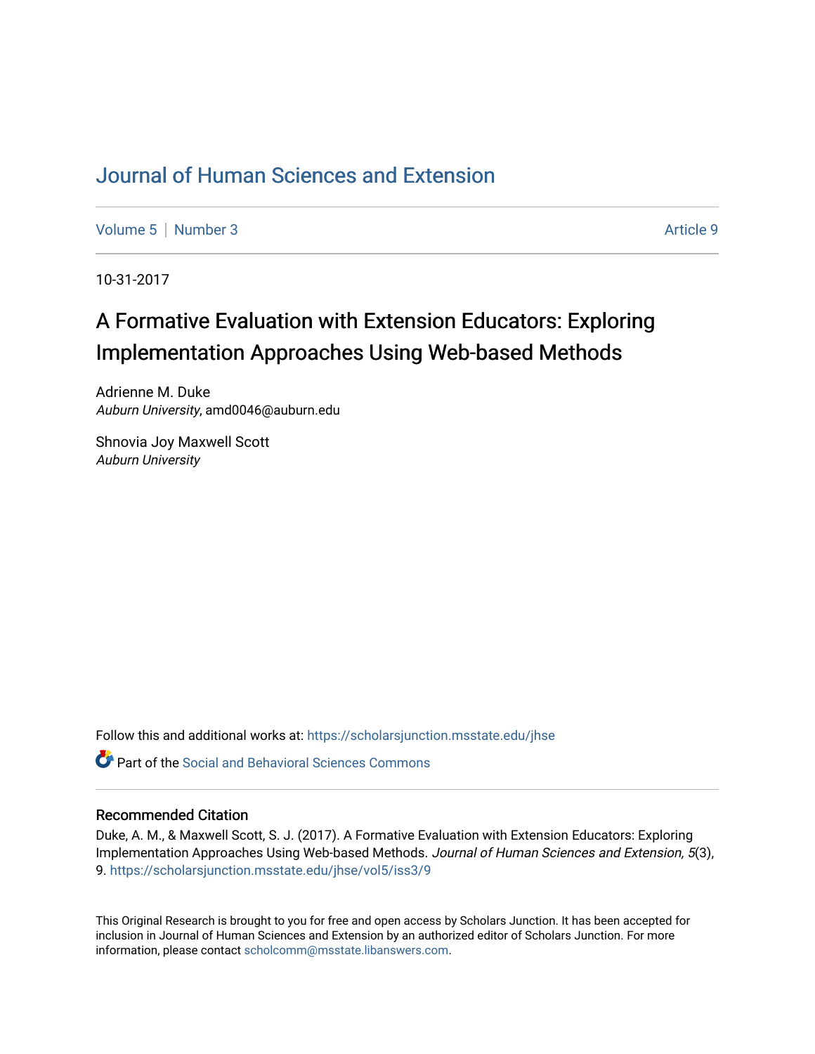# Journal of Human Sciences and Extension

Volume 5 | Number 3 Article 9

10-31-2017

## A Formative Evaluation with Extension Educators: Exploring Implementation Approaches Using Web-based Methods

Adrienne M. Duke
*Auburn University*, amd0046@auburn.edu

Shnovia Joy Maxwell Scott
*Auburn University*

Follow this and additional works at: https://scholarsjunction.msstate.edu/jhse

Part of the Social and Behavioral Sciences Commons

### Recommended Citation

Duke, A. M., & Maxwell Scott, S. J. (2017). A Formative Evaluation with Extension Educators: Exploring Implementation Approaches Using Web-based Methods. *Journal of Human Sciences and Extension, 5*(3), 9. https://scholarsjunction.msstate.edu/jhse/vol5/iss3/9

This Original Research is brought to you for free and open access by Scholars Junction. It has been accepted for inclusion in Journal of Human Sciences and Extension by an authorized editor of Scholars Junction. For more information, please contact scholcomm@msstate.libanswers.com.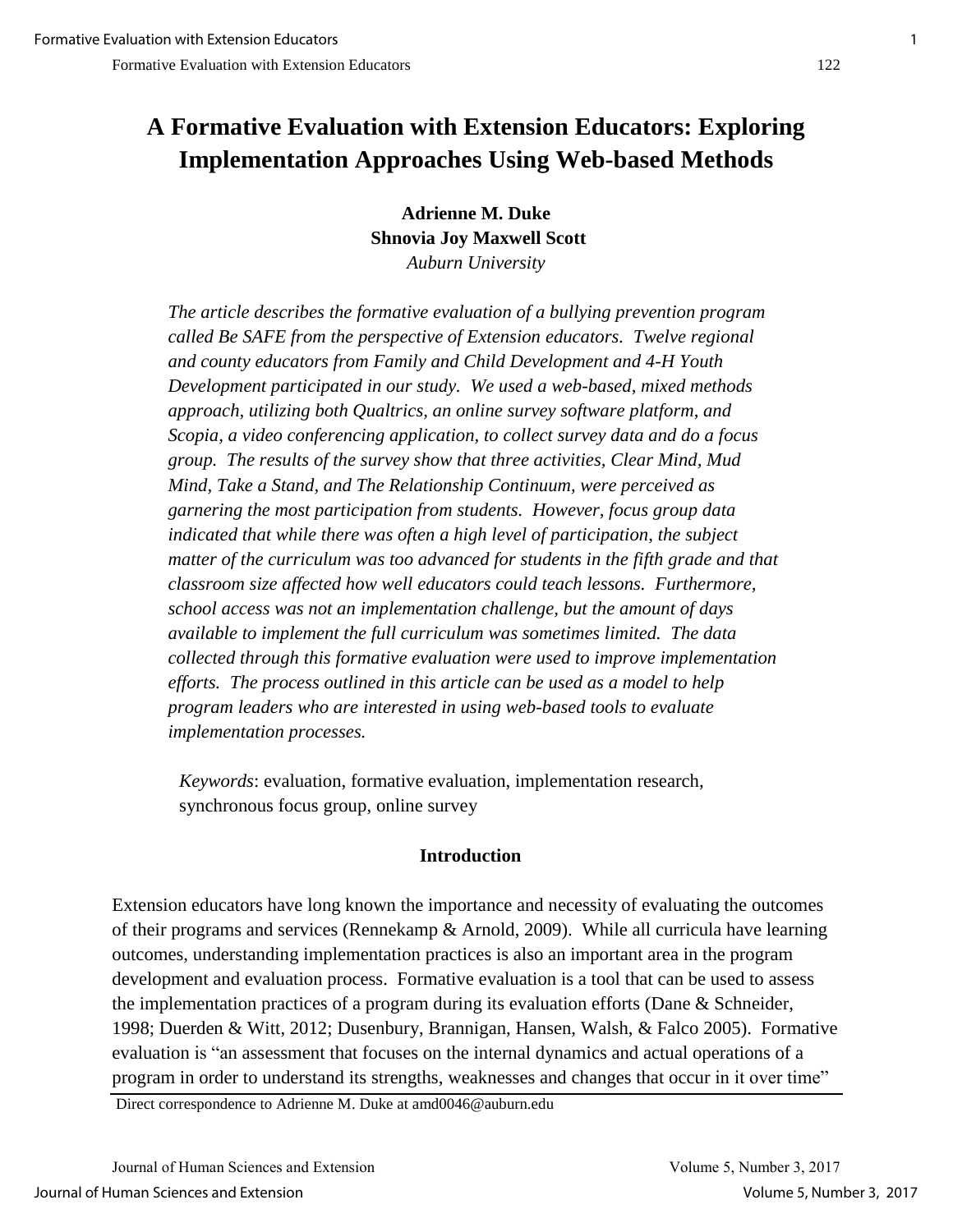# A Formative Evaluation with Extension Educators: Exploring Implementation Approaches Using Web-based Methods

**Adrienne M. Duke**
**Shnovia Joy Maxwell Scott**
*Auburn University*

*The article describes the formative evaluation of a bullying prevention program called Be SAFE from the perspective of Extension educators. Twelve regional and county educators from Family and Child Development and 4-H Youth Development participated in our study. We used a web-based, mixed methods approach, utilizing both Qualtrics, an online survey software platform, and Scopia, a video conferencing application, to collect survey data and do a focus group. The results of the survey show that three activities, Clear Mind, Mud Mind, Take a Stand, and The Relationship Continuum, were perceived as garnering the most participation from students. However, focus group data indicated that while there was often a high level of participation, the subject matter of the curriculum was too advanced for students in the fifth grade and that classroom size affected how well educators could teach lessons. Furthermore, school access was not an implementation challenge, but the amount of days available to implement the full curriculum was sometimes limited. The data collected through this formative evaluation were used to improve implementation efforts. The process outlined in this article can be used as a model to help program leaders who are interested in using web-based tools to evaluate implementation processes.*

*Keywords*: evaluation, formative evaluation, implementation research, synchronous focus group, online survey

## Introduction

Extension educators have long known the importance and necessity of evaluating the outcomes of their programs and services (Rennekamp & Arnold, 2009). While all curricula have learning outcomes, understanding implementation practices is also an important area in the program development and evaluation process. Formative evaluation is a tool that can be used to assess the implementation practices of a program during its evaluation efforts (Dane & Schneider, 1998; Duerden & Witt, 2012; Dusenbury, Brannigan, Hansen, Walsh, & Falco 2005). Formative evaluation is "an assessment that focuses on the internal dynamics and actual operations of a program in order to understand its strengths, weaknesses and changes that occur in it over time"

Direct correspondence to Adrienne M. Duke at amd0046@auburn.edu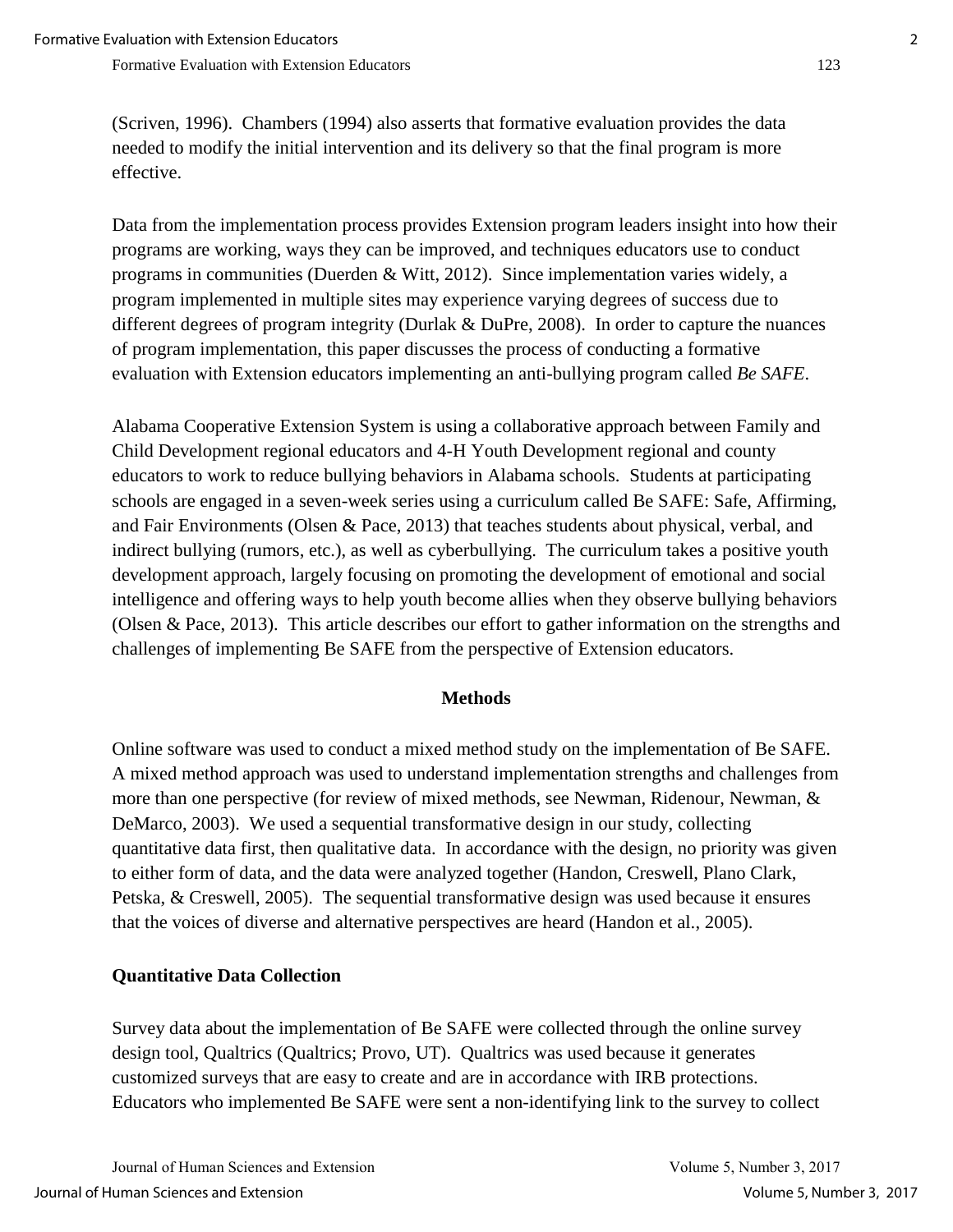(Scriven, 1996). Chambers (1994) also asserts that formative evaluation provides the data needed to modify the initial intervention and its delivery so that the final program is more effective.

Data from the implementation process provides Extension program leaders insight into how their programs are working, ways they can be improved, and techniques educators use to conduct programs in communities (Duerden & Witt, 2012). Since implementation varies widely, a program implemented in multiple sites may experience varying degrees of success due to different degrees of program integrity (Durlak & DuPre, 2008). In order to capture the nuances of program implementation, this paper discusses the process of conducting a formative evaluation with Extension educators implementing an anti-bullying program called *Be SAFE*.

Alabama Cooperative Extension System is using a collaborative approach between Family and Child Development regional educators and 4-H Youth Development regional and county educators to work to reduce bullying behaviors in Alabama schools. Students at participating schools are engaged in a seven-week series using a curriculum called Be SAFE: Safe, Affirming, and Fair Environments (Olsen & Pace, 2013) that teaches students about physical, verbal, and indirect bullying (rumors, etc.), as well as cyberbullying. The curriculum takes a positive youth development approach, largely focusing on promoting the development of emotional and social intelligence and offering ways to help youth become allies when they observe bullying behaviors (Olsen & Pace, 2013). This article describes our effort to gather information on the strengths and challenges of implementing Be SAFE from the perspective of Extension educators.

## Methods

Online software was used to conduct a mixed method study on the implementation of Be SAFE. A mixed method approach was used to understand implementation strengths and challenges from more than one perspective (for review of mixed methods, see Newman, Ridenour, Newman, & DeMarco, 2003). We used a sequential transformative design in our study, collecting quantitative data first, then qualitative data. In accordance with the design, no priority was given to either form of data, and the data were analyzed together (Handon, Creswell, Plano Clark, Petska, & Creswell, 2005). The sequential transformative design was used because it ensures that the voices of diverse and alternative perspectives are heard (Handon et al., 2005).

### Quantitative Data Collection

Survey data about the implementation of Be SAFE were collected through the online survey design tool, Qualtrics (Qualtrics; Provo, UT). Qualtrics was used because it generates customized surveys that are easy to create and are in accordance with IRB protections. Educators who implemented Be SAFE were sent a non-identifying link to the survey to collect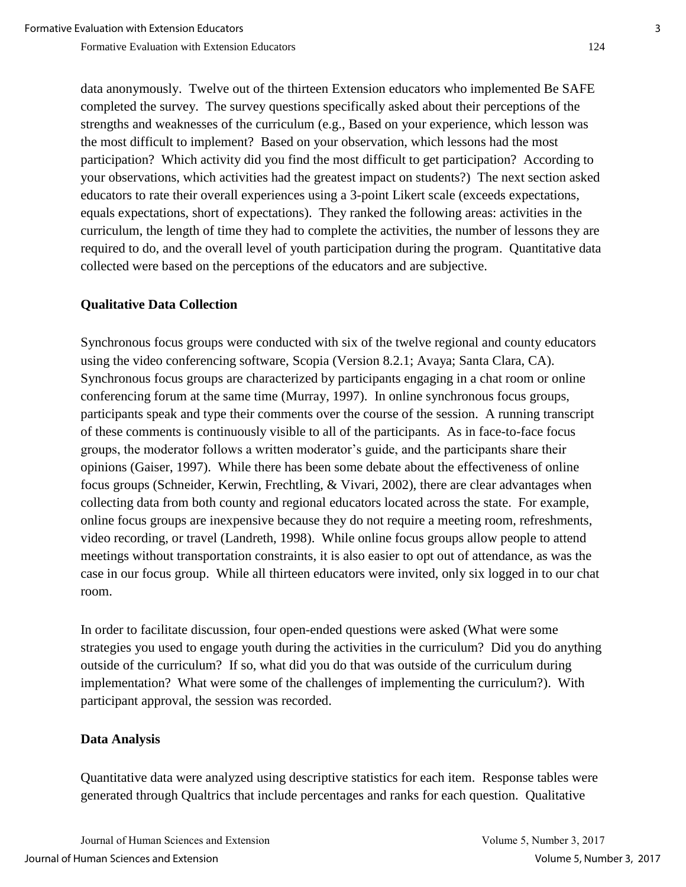data anonymously. Twelve out of the thirteen Extension educators who implemented Be SAFE completed the survey. The survey questions specifically asked about their perceptions of the strengths and weaknesses of the curriculum (e.g., Based on your experience, which lesson was the most difficult to implement? Based on your observation, which lessons had the most participation? Which activity did you find the most difficult to get participation? According to your observations, which activities had the greatest impact on students?) The next section asked educators to rate their overall experiences using a 3-point Likert scale (exceeds expectations, equals expectations, short of expectations). They ranked the following areas: activities in the curriculum, the length of time they had to complete the activities, the number of lessons they are required to do, and the overall level of youth participation during the program. Quantitative data collected were based on the perceptions of the educators and are subjective.

### Qualitative Data Collection

Synchronous focus groups were conducted with six of the twelve regional and county educators using the video conferencing software, Scopia (Version 8.2.1; Avaya; Santa Clara, CA). Synchronous focus groups are characterized by participants engaging in a chat room or online conferencing forum at the same time (Murray, 1997). In online synchronous focus groups, participants speak and type their comments over the course of the session. A running transcript of these comments is continuously visible to all of the participants. As in face-to-face focus groups, the moderator follows a written moderator's guide, and the participants share their opinions (Gaiser, 1997). While there has been some debate about the effectiveness of online focus groups (Schneider, Kerwin, Frechtling, & Vivari, 2002), there are clear advantages when collecting data from both county and regional educators located across the state. For example, online focus groups are inexpensive because they do not require a meeting room, refreshments, video recording, or travel (Landreth, 1998). While online focus groups allow people to attend meetings without transportation constraints, it is also easier to opt out of attendance, as was the case in our focus group. While all thirteen educators were invited, only six logged in to our chat room.

In order to facilitate discussion, four open-ended questions were asked (What were some strategies you used to engage youth during the activities in the curriculum? Did you do anything outside of the curriculum? If so, what did you do that was outside of the curriculum during implementation? What were some of the challenges of implementing the curriculum?). With participant approval, the session was recorded.

### Data Analysis

Quantitative data were analyzed using descriptive statistics for each item. Response tables were generated through Qualtrics that include percentages and ranks for each question. Qualitative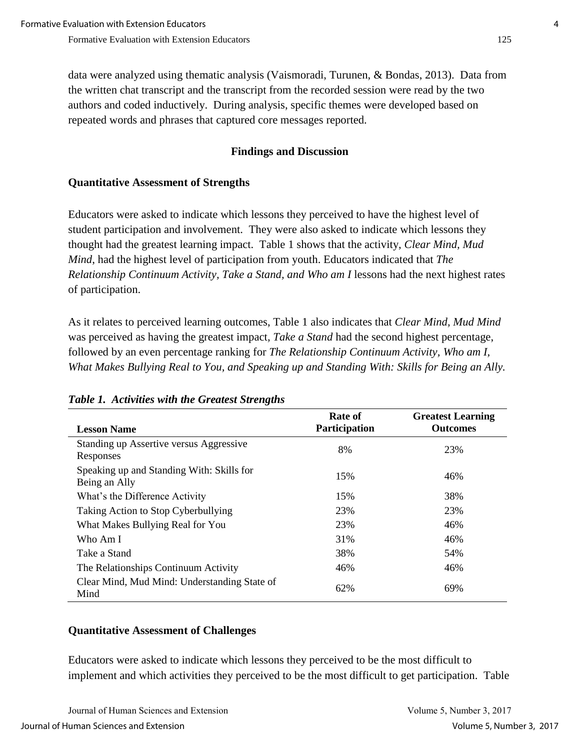data were analyzed using thematic analysis (Vaismoradi, Turunen, & Bondas, 2013). Data from the written chat transcript and the transcript from the recorded session were read by the two authors and coded inductively. During analysis, specific themes were developed based on repeated words and phrases that captured core messages reported.

## Findings and Discussion

### Quantitative Assessment of Strengths

Educators were asked to indicate which lessons they perceived to have the highest level of student participation and involvement. They were also asked to indicate which lessons they thought had the greatest learning impact. Table 1 shows that the activity, *Clear Mind, Mud Mind*, had the highest level of participation from youth. Educators indicated that *The Relationship Continuum Activity, Take a Stand, and Who am I* lessons had the next highest rates of participation.

As it relates to perceived learning outcomes, Table 1 also indicates that *Clear Mind, Mud Mind* was perceived as having the greatest impact, *Take a Stand* had the second highest percentage, followed by an even percentage ranking for *The Relationship Continuum Activity, Who am I, What Makes Bullying Real to You, and Speaking up and Standing With: Skills for Being an Ally.*

***Table 1. Activities with the Greatest Strengths***

| Lesson Name | Rate of Participation | Greatest Learning Outcomes |
|---|---|---|
| Standing up Assertive versus Aggressive Responses | 8% | 23% |
| Speaking up and Standing With: Skills for Being an Ally | 15% | 46% |
| What's the Difference Activity | 15% | 38% |
| Taking Action to Stop Cyberbullying | 23% | 23% |
| What Makes Bullying Real for You | 23% | 46% |
| Who Am I | 31% | 46% |
| Take a Stand | 38% | 54% |
| The Relationships Continuum Activity | 46% | 46% |
| Clear Mind, Mud Mind: Understanding State of Mind | 62% | 69% |

### Quantitative Assessment of Challenges

Educators were asked to indicate which lessons they perceived to be the most difficult to implement and which activities they perceived to be the most difficult to get participation. Table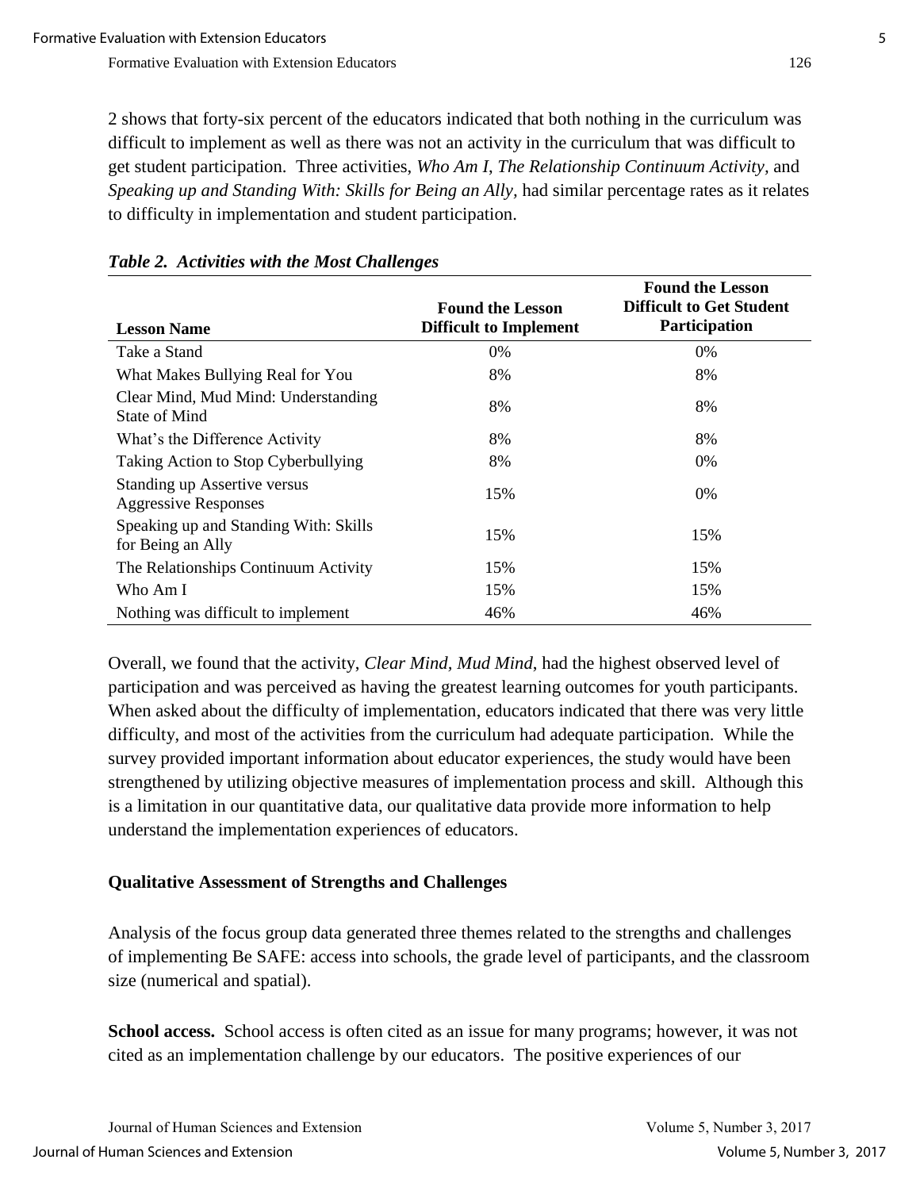2 shows that forty-six percent of the educators indicated that both nothing in the curriculum was difficult to implement as well as there was not an activity in the curriculum that was difficult to get student participation. Three activities, *Who Am I*, *The Relationship Continuum Activity*, and *Speaking up and Standing With: Skills for Being an Ally*, had similar percentage rates as it relates to difficulty in implementation and student participation.

***Table 2. Activities with the Most Challenges***

| Lesson Name | Found the Lesson Difficult to Implement | Found the Lesson Difficult to Get Student Participation |
|---|---|---|
| Take a Stand | 0% | 0% |
| What Makes Bullying Real for You | 8% | 8% |
| Clear Mind, Mud Mind: Understanding State of Mind | 8% | 8% |
| What's the Difference Activity | 8% | 8% |
| Taking Action to Stop Cyberbullying | 8% | 0% |
| Standing up Assertive versus Aggressive Responses | 15% | 0% |
| Speaking up and Standing With: Skills for Being an Ally | 15% | 15% |
| The Relationships Continuum Activity | 15% | 15% |
| Who Am I | 15% | 15% |
| Nothing was difficult to implement | 46% | 46% |

Overall, we found that the activity, *Clear Mind, Mud Mind*, had the highest observed level of participation and was perceived as having the greatest learning outcomes for youth participants. When asked about the difficulty of implementation, educators indicated that there was very little difficulty, and most of the activities from the curriculum had adequate participation. While the survey provided important information about educator experiences, the study would have been strengthened by utilizing objective measures of implementation process and skill. Although this is a limitation in our quantitative data, our qualitative data provide more information to help understand the implementation experiences of educators.

## Qualitative Assessment of Strengths and Challenges

Analysis of the focus group data generated three themes related to the strengths and challenges of implementing Be SAFE: access into schools, the grade level of participants, and the classroom size (numerical and spatial).

**School access.** School access is often cited as an issue for many programs; however, it was not cited as an implementation challenge by our educators. The positive experiences of our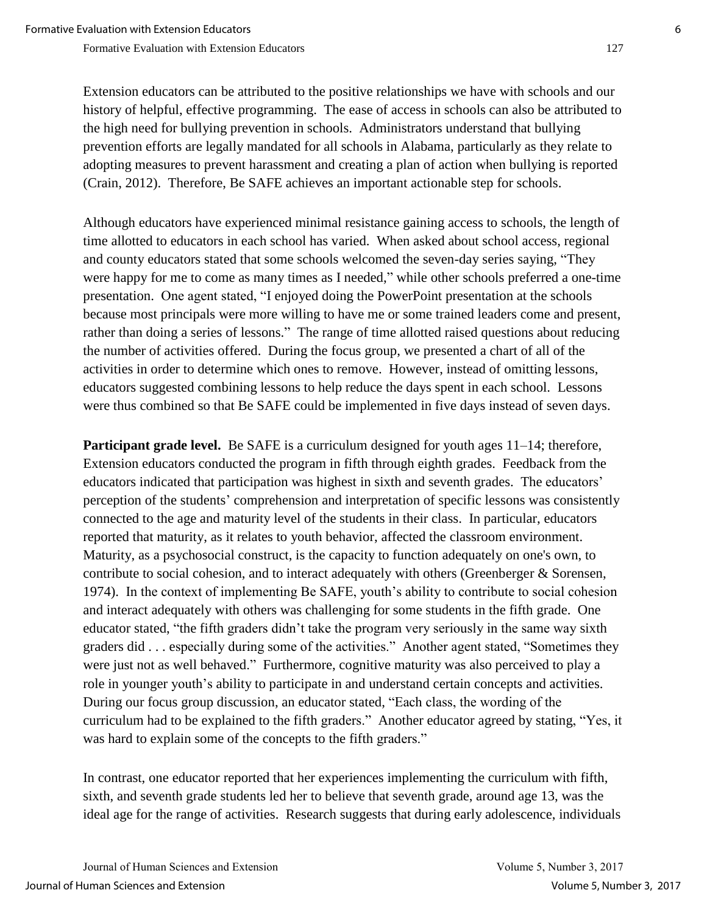Extension educators can be attributed to the positive relationships we have with schools and our history of helpful, effective programming. The ease of access in schools can also be attributed to the high need for bullying prevention in schools. Administrators understand that bullying prevention efforts are legally mandated for all schools in Alabama, particularly as they relate to adopting measures to prevent harassment and creating a plan of action when bullying is reported (Crain, 2012). Therefore, Be SAFE achieves an important actionable step for schools.

Although educators have experienced minimal resistance gaining access to schools, the length of time allotted to educators in each school has varied. When asked about school access, regional and county educators stated that some schools welcomed the seven-day series saying, "They were happy for me to come as many times as I needed," while other schools preferred a one-time presentation. One agent stated, "I enjoyed doing the PowerPoint presentation at the schools because most principals were more willing to have me or some trained leaders come and present, rather than doing a series of lessons." The range of time allotted raised questions about reducing the number of activities offered. During the focus group, we presented a chart of all of the activities in order to determine which ones to remove. However, instead of omitting lessons, educators suggested combining lessons to help reduce the days spent in each school. Lessons were thus combined so that Be SAFE could be implemented in five days instead of seven days.

**Participant grade level.** Be SAFE is a curriculum designed for youth ages 11–14; therefore, Extension educators conducted the program in fifth through eighth grades. Feedback from the educators indicated that participation was highest in sixth and seventh grades. The educators' perception of the students' comprehension and interpretation of specific lessons was consistently connected to the age and maturity level of the students in their class. In particular, educators reported that maturity, as it relates to youth behavior, affected the classroom environment. Maturity, as a psychosocial construct, is the capacity to function adequately on one's own, to contribute to social cohesion, and to interact adequately with others (Greenberger & Sorensen, 1974). In the context of implementing Be SAFE, youth's ability to contribute to social cohesion and interact adequately with others was challenging for some students in the fifth grade. One educator stated, "the fifth graders didn't take the program very seriously in the same way sixth graders did . . . especially during some of the activities." Another agent stated, "Sometimes they were just not as well behaved." Furthermore, cognitive maturity was also perceived to play a role in younger youth's ability to participate in and understand certain concepts and activities. During our focus group discussion, an educator stated, "Each class, the wording of the curriculum had to be explained to the fifth graders." Another educator agreed by stating, "Yes, it was hard to explain some of the concepts to the fifth graders."

In contrast, one educator reported that her experiences implementing the curriculum with fifth, sixth, and seventh grade students led her to believe that seventh grade, around age 13, was the ideal age for the range of activities. Research suggests that during early adolescence, individuals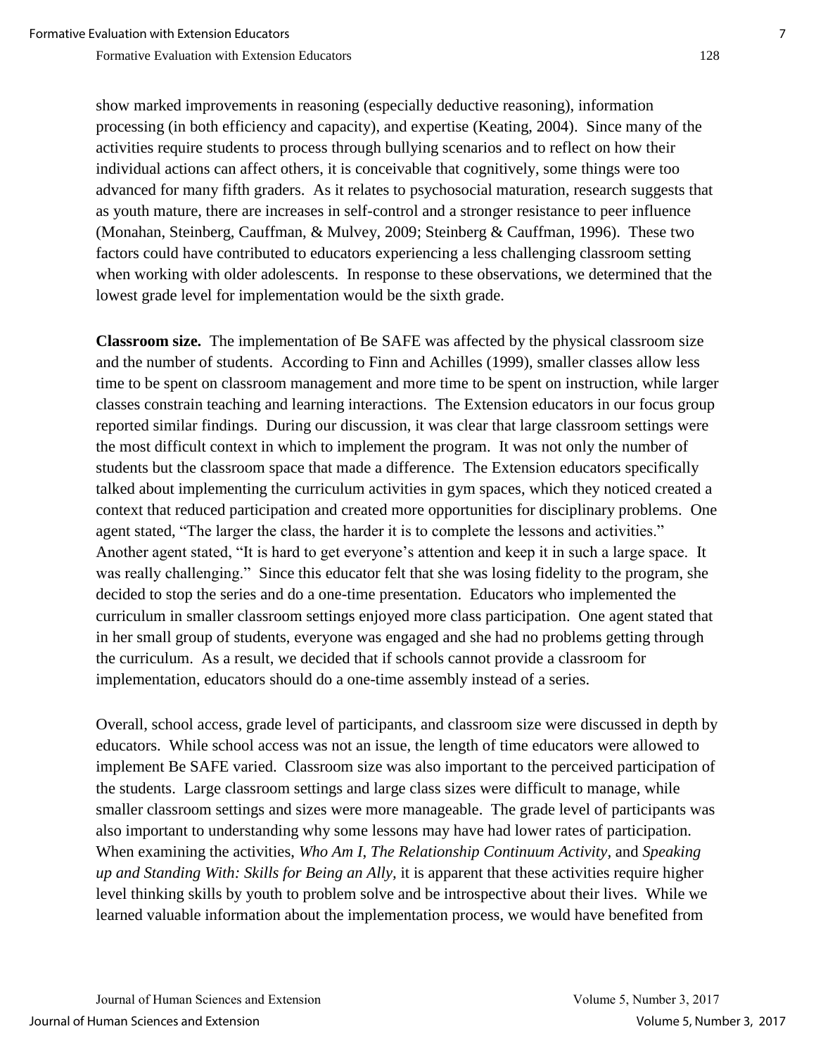show marked improvements in reasoning (especially deductive reasoning), information processing (in both efficiency and capacity), and expertise (Keating, 2004). Since many of the activities require students to process through bullying scenarios and to reflect on how their individual actions can affect others, it is conceivable that cognitively, some things were too advanced for many fifth graders. As it relates to psychosocial maturation, research suggests that as youth mature, there are increases in self-control and a stronger resistance to peer influence (Monahan, Steinberg, Cauffman, & Mulvey, 2009; Steinberg & Cauffman, 1996). These two factors could have contributed to educators experiencing a less challenging classroom setting when working with older adolescents. In response to these observations, we determined that the lowest grade level for implementation would be the sixth grade.

**Classroom size.** The implementation of Be SAFE was affected by the physical classroom size and the number of students. According to Finn and Achilles (1999), smaller classes allow less time to be spent on classroom management and more time to be spent on instruction, while larger classes constrain teaching and learning interactions. The Extension educators in our focus group reported similar findings. During our discussion, it was clear that large classroom settings were the most difficult context in which to implement the program. It was not only the number of students but the classroom space that made a difference. The Extension educators specifically talked about implementing the curriculum activities in gym spaces, which they noticed created a context that reduced participation and created more opportunities for disciplinary problems. One agent stated, "The larger the class, the harder it is to complete the lessons and activities." Another agent stated, "It is hard to get everyone's attention and keep it in such a large space. It was really challenging." Since this educator felt that she was losing fidelity to the program, she decided to stop the series and do a one-time presentation. Educators who implemented the curriculum in smaller classroom settings enjoyed more class participation. One agent stated that in her small group of students, everyone was engaged and she had no problems getting through the curriculum. As a result, we decided that if schools cannot provide a classroom for implementation, educators should do a one-time assembly instead of a series.

Overall, school access, grade level of participants, and classroom size were discussed in depth by educators. While school access was not an issue, the length of time educators were allowed to implement Be SAFE varied. Classroom size was also important to the perceived participation of the students. Large classroom settings and large class sizes were difficult to manage, while smaller classroom settings and sizes were more manageable. The grade level of participants was also important to understanding why some lessons may have had lower rates of participation. When examining the activities, *Who Am I, The Relationship Continuum Activity*, and *Speaking up and Standing With: Skills for Being an Ally*, it is apparent that these activities require higher level thinking skills by youth to problem solve and be introspective about their lives. While we learned valuable information about the implementation process, we would have benefited from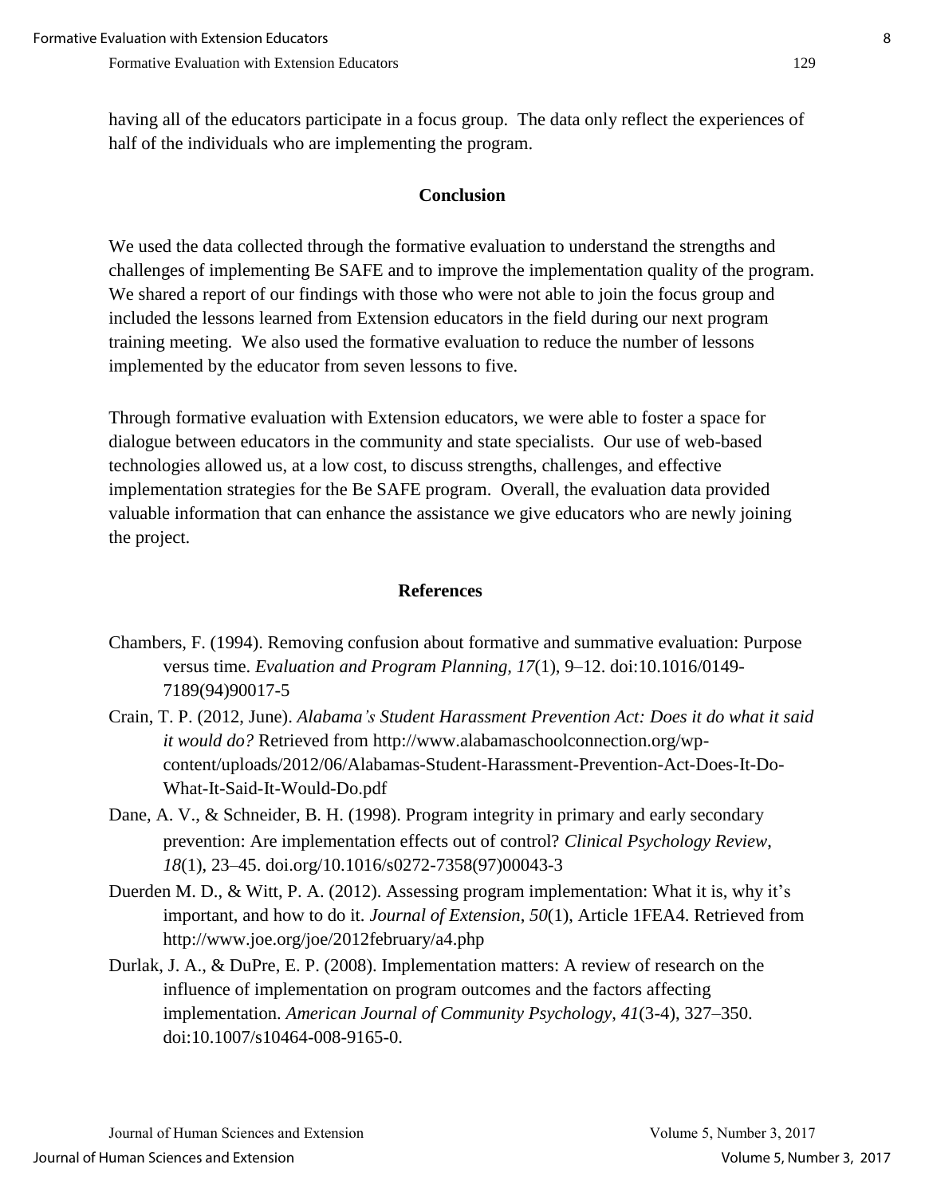having all of the educators participate in a focus group. The data only reflect the experiences of half of the individuals who are implementing the program.

## Conclusion

We used the data collected through the formative evaluation to understand the strengths and challenges of implementing Be SAFE and to improve the implementation quality of the program. We shared a report of our findings with those who were not able to join the focus group and included the lessons learned from Extension educators in the field during our next program training meeting. We also used the formative evaluation to reduce the number of lessons implemented by the educator from seven lessons to five.

Through formative evaluation with Extension educators, we were able to foster a space for dialogue between educators in the community and state specialists. Our use of web-based technologies allowed us, at a low cost, to discuss strengths, challenges, and effective implementation strategies for the Be SAFE program. Overall, the evaluation data provided valuable information that can enhance the assistance we give educators who are newly joining the project.

## References

Chambers, F. (1994). Removing confusion about formative and summative evaluation: Purpose versus time. *Evaluation and Program Planning*, *17*(1), 9–12. doi:10.1016/0149-7189(94)90017-5

Crain, T. P. (2012, June). *Alabama's Student Harassment Prevention Act: Does it do what it said it would do?* Retrieved from http://www.alabamaschoolconnection.org/wp-content/uploads/2012/06/Alabamas-Student-Harassment-Prevention-Act-Does-It-Do-What-It-Said-It-Would-Do.pdf

Dane, A. V., & Schneider, B. H. (1998). Program integrity in primary and early secondary prevention: Are implementation effects out of control? *Clinical Psychology Review*, *18*(1), 23–45. doi.org/10.1016/s0272-7358(97)00043-3

Duerden M. D., & Witt, P. A. (2012). Assessing program implementation: What it is, why it's important, and how to do it. *Journal of Extension*, *50*(1), Article 1FEA4. Retrieved from http://www.joe.org/joe/2012february/a4.php

Durlak, J. A., & DuPre, E. P. (2008). Implementation matters: A review of research on the influence of implementation on program outcomes and the factors affecting implementation. *American Journal of Community Psychology*, *41*(3-4), 327–350. doi:10.1007/s10464-008-9165-0.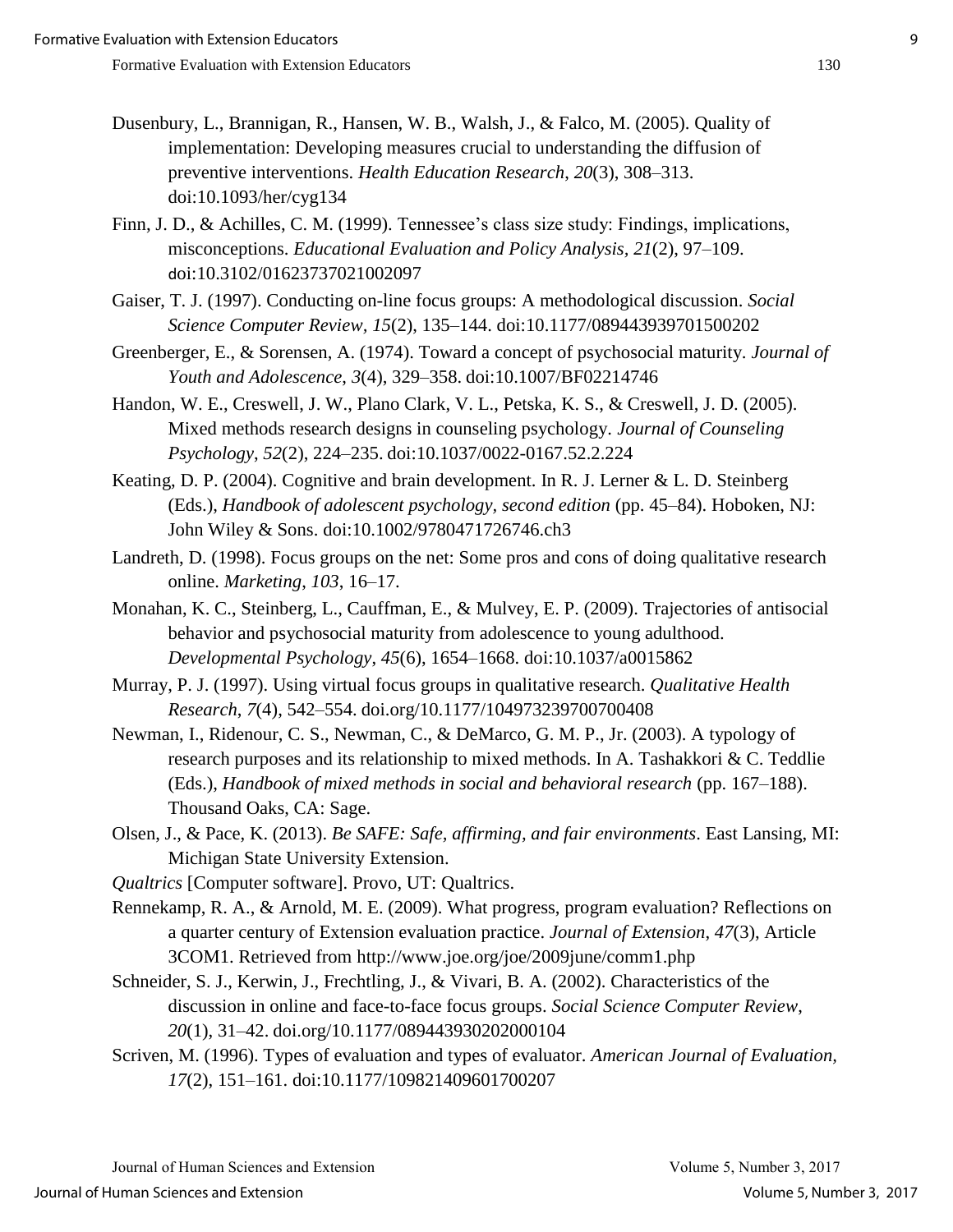Dusenbury, L., Brannigan, R., Hansen, W. B., Walsh, J., & Falco, M. (2005). Quality of implementation: Developing measures crucial to understanding the diffusion of preventive interventions. *Health Education Research*, *20*(3), 308–313. doi:10.1093/her/cyg134

Finn, J. D., & Achilles, C. M. (1999). Tennessee's class size study: Findings, implications, misconceptions. *Educational Evaluation and Policy Analysis, 21*(2), 97–109. doi:10.3102/01623737021002097

Gaiser, T. J. (1997). Conducting on-line focus groups: A methodological discussion. *Social Science Computer Review, 15*(2), 135–144. doi:10.1177/089443939701500202

Greenberger, E., & Sorensen, A. (1974). Toward a concept of psychosocial maturity. *Journal of Youth and Adolescence*, *3*(4), 329–358. doi:10.1007/BF02214746

Handon, W. E., Creswell, J. W., Plano Clark, V. L., Petska, K. S., & Creswell, J. D. (2005). Mixed methods research designs in counseling psychology. *Journal of Counseling Psychology*, *52*(2), 224–235. doi:10.1037/0022-0167.52.2.224

Keating, D. P. (2004). Cognitive and brain development. In R. J. Lerner & L. D. Steinberg (Eds.), *Handbook of adolescent psychology, second edition* (pp. 45–84). Hoboken, NJ: John Wiley & Sons. doi:10.1002/9780471726746.ch3

Landreth, D. (1998). Focus groups on the net: Some pros and cons of doing qualitative research online. *Marketing*, *103*, 16–17.

Monahan, K. C., Steinberg, L., Cauffman, E., & Mulvey, E. P. (2009). Trajectories of antisocial behavior and psychosocial maturity from adolescence to young adulthood. *Developmental Psychology*, *45*(6), 1654–1668. doi:10.1037/a0015862

Murray, P. J. (1997). Using virtual focus groups in qualitative research. *Qualitative Health Research*, *7*(4), 542–554. doi.org/10.1177/104973239700700408

Newman, I., Ridenour, C. S., Newman, C., & DeMarco, G. M. P., Jr. (2003). A typology of research purposes and its relationship to mixed methods. In A. Tashakkori & C. Teddlie (Eds.), *Handbook of mixed methods in social and behavioral research* (pp. 167–188). Thousand Oaks, CA: Sage.

Olsen, J., & Pace, K. (2013). *Be SAFE: Safe, affirming, and fair environments*. East Lansing, MI: Michigan State University Extension.

*Qualtrics* [Computer software]. Provo, UT: Qualtrics.

Rennekamp, R. A., & Arnold, M. E. (2009). What progress, program evaluation? Reflections on a quarter century of Extension evaluation practice. *Journal of Extension*, *47*(3), Article 3COM1. Retrieved from http://www.joe.org/joe/2009june/comm1.php

Schneider, S. J., Kerwin, J., Frechtling, J., & Vivari, B. A. (2002). Characteristics of the discussion in online and face-to-face focus groups. *Social Science Computer Review, 20*(1), 31–42. doi.org/10.1177/089443930202000104

Scriven, M. (1996). Types of evaluation and types of evaluator. *American Journal of Evaluation, 17*(2), 151–161. doi:10.1177/109821409601700207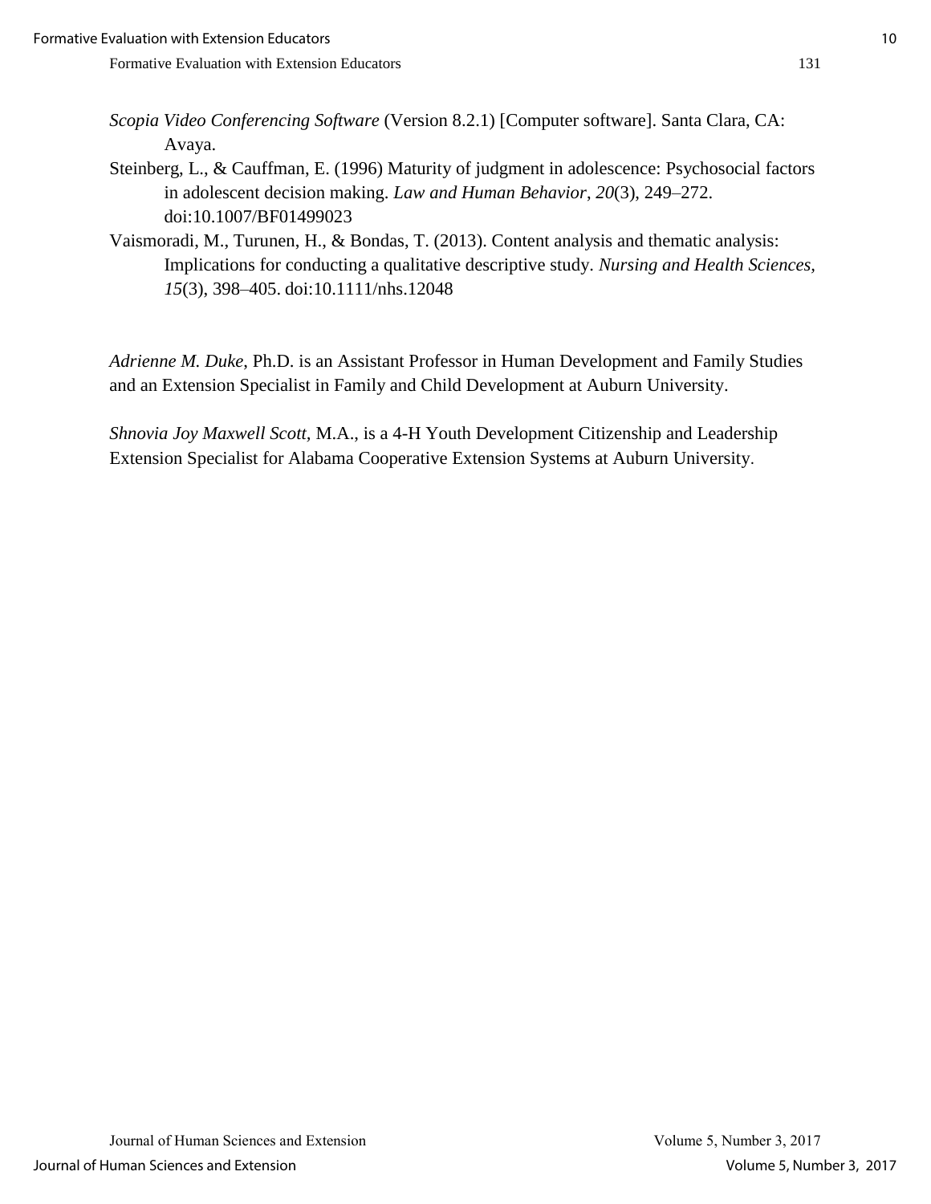*Scopia Video Conferencing Software* (Version 8.2.1) [Computer software]. Santa Clara, CA: Avaya.

Steinberg, L., & Cauffman, E. (1996) Maturity of judgment in adolescence: Psychosocial factors in adolescent decision making. *Law and Human Behavior*, *20*(3), 249–272. doi:10.1007/BF01499023

Vaismoradi, M., Turunen, H., & Bondas, T. (2013). Content analysis and thematic analysis: Implications for conducting a qualitative descriptive study. *Nursing and Health Sciences, 15*(3), 398–405. doi:10.1111/nhs.12048

*Adrienne M. Duke*, Ph.D. is an Assistant Professor in Human Development and Family Studies and an Extension Specialist in Family and Child Development at Auburn University.

*Shnovia Joy Maxwell Scott,* M.A., is a 4-H Youth Development Citizenship and Leadership Extension Specialist for Alabama Cooperative Extension Systems at Auburn University.